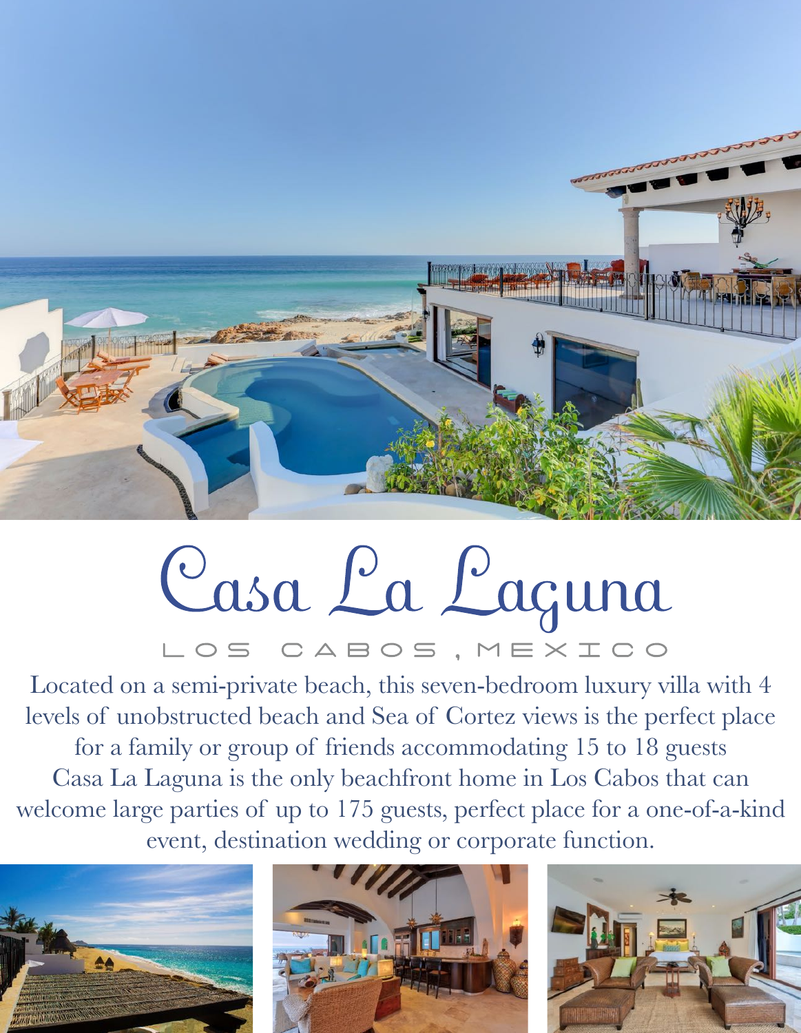# Casa La Laguna

LOS CABOS, MEXICO

Located on a semi-private beach, this seven-bedroom luxury villa with 4 levels of unobstructed beach and Sea of Cortez views is the perfect place for a family or group of friends accommodating 15 to 18 guests
Casa La Laguna is the only beachfront home in Los Cabos that can welcome large parties of up to 175 guests, perfect place for a one-of-a-kind event, destination wedding or corporate function.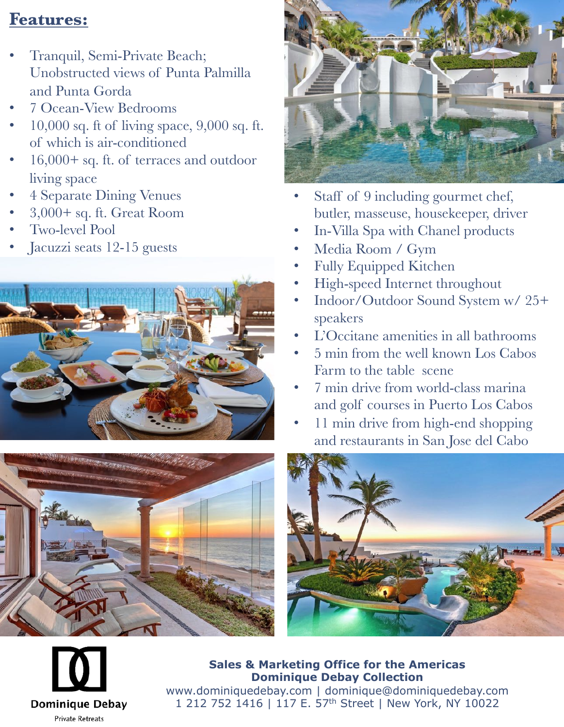## Features:

- Tranquil, Semi-Private Beach; Unobstructed views of Punta Palmilla and Punta Gorda
- 7 Ocean-View Bedrooms
- 10,000 sq. ft of living space, 9,000 sq. ft. of which is air-conditioned
- 16,000+ sq. ft. of terraces and outdoor living space
- 4 Separate Dining Venues
- 3,000+ sq. ft. Great Room
- Two-level Pool
- Jacuzzi seats 12-15 guests
- Staff of 9 including gourmet chef, butler, masseuse, housekeeper, driver
- In-Villa Spa with Chanel products
- Media Room / Gym
- Fully Equipped Kitchen
- High-speed Internet throughout
- Indoor/Outdoor Sound System w/ 25+ speakers
- L'Occitane amenities in all bathrooms
- 5 min from the well known Los Cabos Farm to the table scene
- 7 min drive from world-class marina and golf courses in Puerto Los Cabos
- 11 min drive from high-end shopping and restaurants in San Jose del Cabo

Dominique Debay

Private Retreats

**Sales & Marketing Office for the Americas**
**Dominique Debay Collection**
www.dominiquedebay.com | dominique@dominiquedebay.com
1 212 752 1416 | 117 E. 57th Street | New York, NY 10022